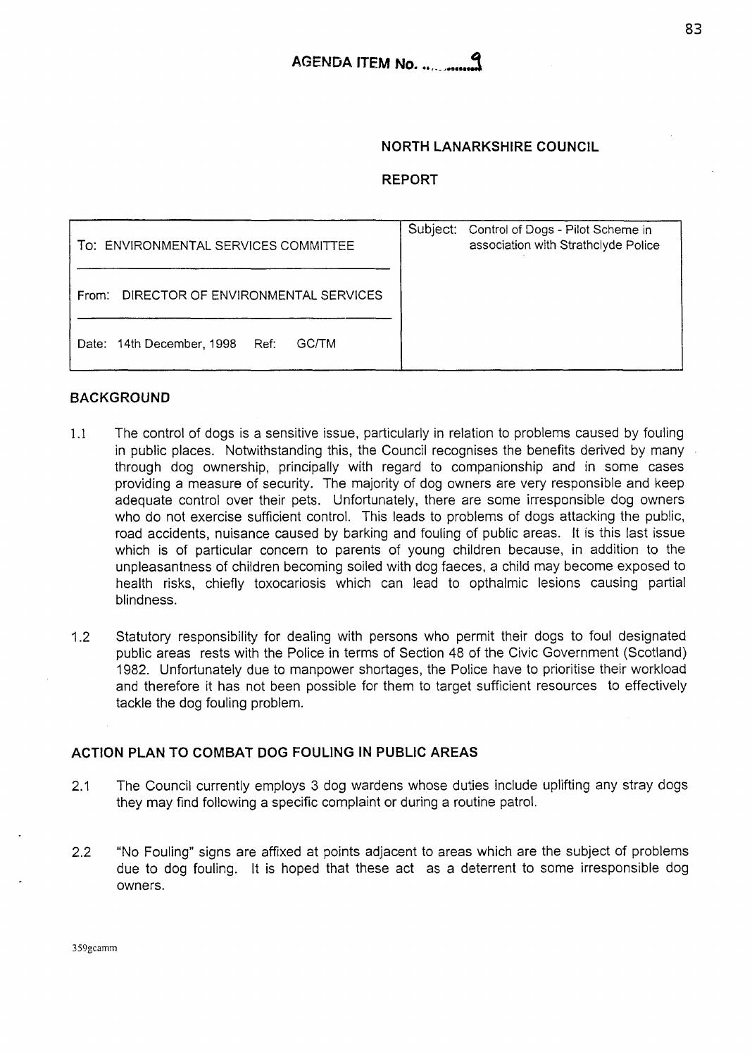AGENDA ITEM No. ........9

**NORTH LANARKSHIRE COUNCIL**

**REPORT**

| To: ENVIRONMENTAL SERVICES COMMITTEE | Subject: Control of Dogs - Pilot Scheme in association with Strathclyde Police |
|---|---|
| From: DIRECTOR OF ENVIRONMENTAL SERVICES | |
| Date: 14th December, 1998 Ref: GC/TM | |

## BACKGROUND

1.1 The control of dogs is a sensitive issue, particularly in relation to problems caused by fouling in public places. Notwithstanding this, the Council recognises the benefits derived by many through dog ownership, principally with regard to companionship and in some cases providing a measure of security. The majority of dog owners are very responsible and keep adequate control over their pets. Unfortunately, there are some irresponsible dog owners who do not exercise sufficient control. This leads to problems of dogs attacking the public, road accidents, nuisance caused by barking and fouling of public areas. It is this last issue which is of particular concern to parents of young children because, in addition to the unpleasantness of children becoming soiled with dog faeces, a child may become exposed to health risks, chiefly toxocariosis which can lead to opthalmic lesions causing partial blindness.

1.2 Statutory responsibility for dealing with persons who permit their dogs to foul designated public areas rests with the Police in terms of Section 48 of the Civic Government (Scotland) 1982. Unfortunately due to manpower shortages, the Police have to prioritise their workload and therefore it has not been possible for them to target sufficient resources to effectively tackle the dog fouling problem.

## ACTION PLAN TO COMBAT DOG FOULING IN PUBLIC AREAS

2.1 The Council currently employs 3 dog wardens whose duties include uplifting any stray dogs they may find following a specific complaint or during a routine patrol.

2.2 "No Fouling" signs are affixed at points adjacent to areas which are the subject of problems due to dog fouling. It is hoped that these act as a deterrent to some irresponsible dog owners.

359gcamm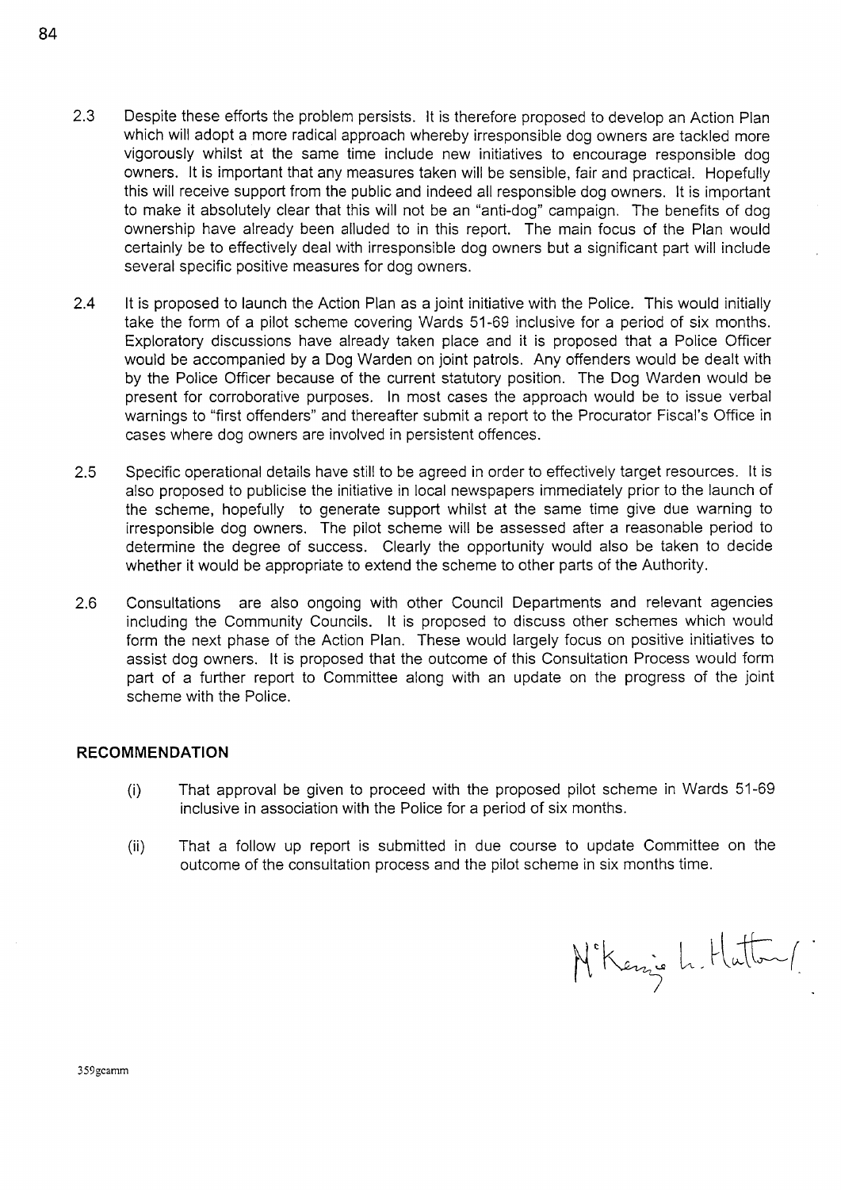2.3 Despite these efforts the problem persists. It is therefore proposed to develop an Action Plan which will adopt a more radical approach whereby irresponsible dog owners are tackled more vigorously whilst at the same time include new initiatives to encourage responsible dog owners. It is important that any measures taken will be sensible, fair and practical. Hopefully this will receive support from the public and indeed all responsible dog owners. It is important to make it absolutely clear that this will not be an "anti-dog" campaign. The benefits of dog ownership have already been alluded to in this report. The main focus of the Plan would certainly be to effectively deal with irresponsible dog owners but a significant part will include several specific positive measures for dog owners.

2.4 It is proposed to launch the Action Plan as a joint initiative with the Police. This would initially take the form of a pilot scheme covering Wards 51-69 inclusive for a period of six months. Exploratory discussions have already taken place and it is proposed that a Police Officer would be accompanied by a Dog Warden on joint patrols. Any offenders would be dealt with by the Police Officer because of the current statutory position. The Dog Warden would be present for corroborative purposes. In most cases the approach would be to issue verbal warnings to "first offenders" and thereafter submit a report to the Procurator Fiscal's Office in cases where dog owners are involved in persistent offences.

2.5 Specific operational details have still to be agreed in order to effectively target resources. It is also proposed to publicise the initiative in local newspapers immediately prior to the launch of the scheme, hopefully to generate support whilst at the same time give due warning to irresponsible dog owners. The pilot scheme will be assessed after a reasonable period to determine the degree of success. Clearly the opportunity would also be taken to decide whether it would be appropriate to extend the scheme to other parts of the Authority.

2.6 Consultations are also ongoing with other Council Departments and relevant agencies including the Community Councils. It is proposed to discuss other schemes which would form the next phase of the Action Plan. These would largely focus on positive initiatives to assist dog owners. It is proposed that the outcome of this Consultation Process would form part of a further report to Committee along with an update on the progress of the joint scheme with the Police.

## RECOMMENDATION

(i) That approval be given to proceed with the proposed pilot scheme in Wards 51-69 inclusive in association with the Police for a period of six months.

(ii) That a follow up report is submitted in due course to update Committee on the outcome of the consultation process and the pilot scheme in six months time.

McKenzie L. Hatton

359gcamm